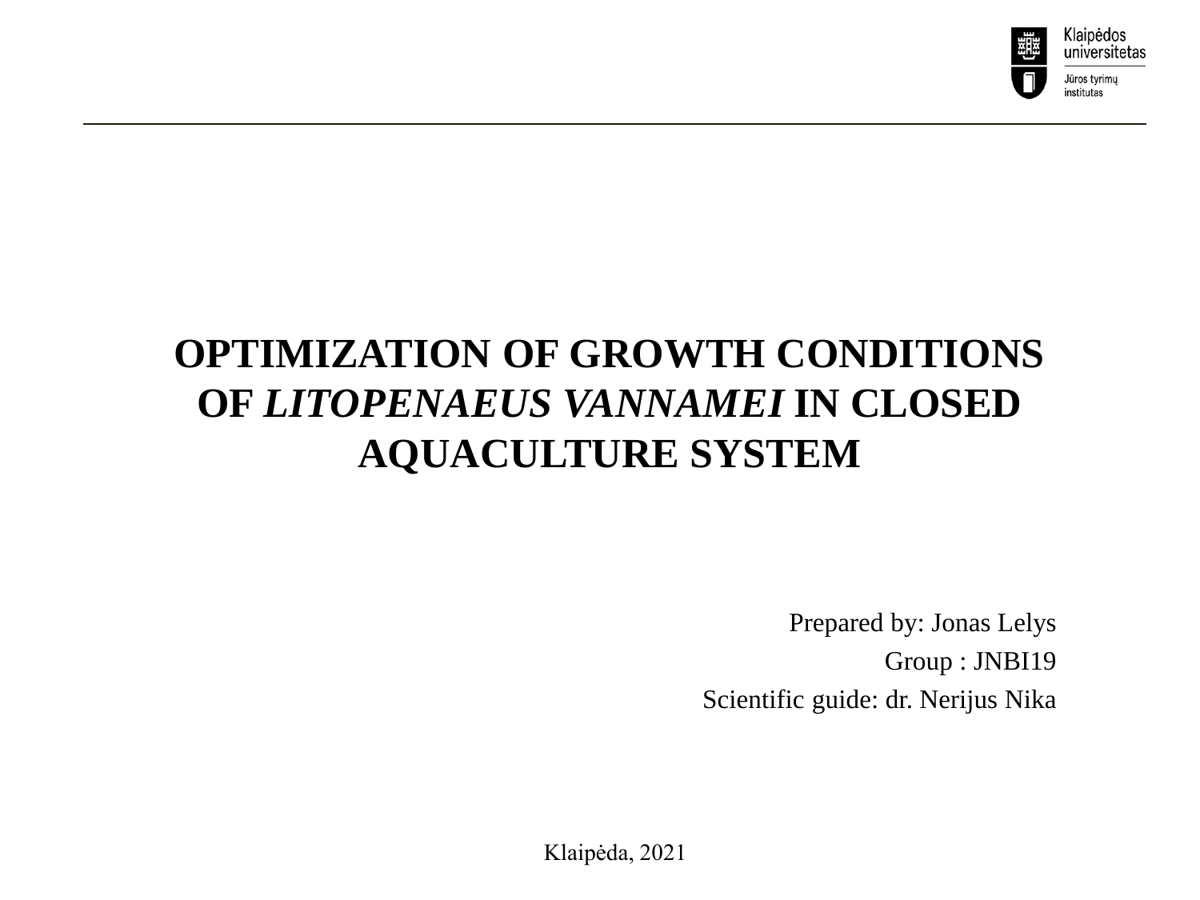Klaipėdos universitetas

Jūros tyrimų institutas

# OPTIMIZATION OF GROWTH CONDITIONS OF *LITOPENAEUS VANNAMEI* IN CLOSED AQUACULTURE SYSTEM

Prepared by: Jonas Lelys

Group : JNBI19

Scientific guide: dr. Nerijus Nika

Klaipėda, 2021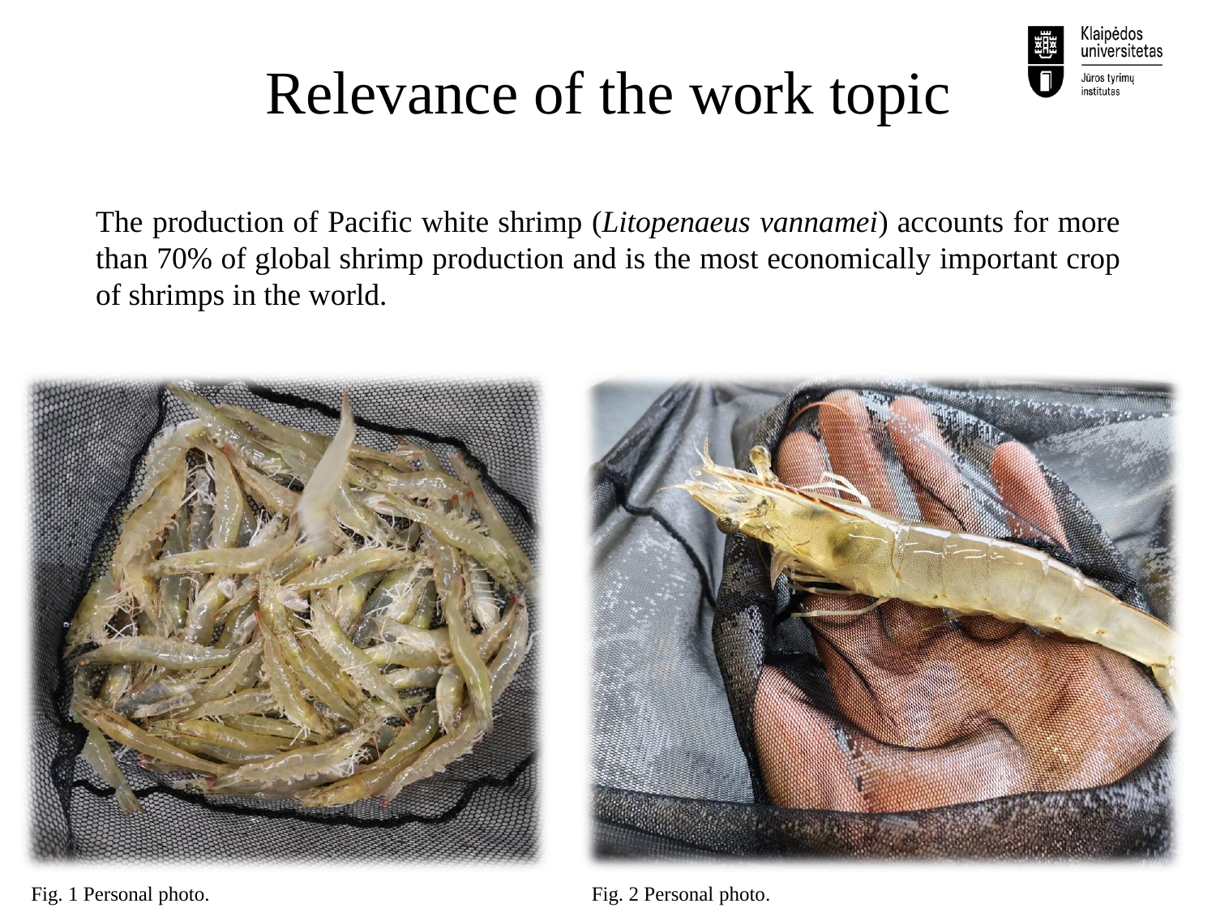# Relevance of the work topic

The production of Pacific white shrimp (*Litopenaeus vannamei*) accounts for more than 70% of global shrimp production and is the most economically important crop of shrimps in the world.

Fig. 1 Personal photo.

Fig. 2 Personal photo.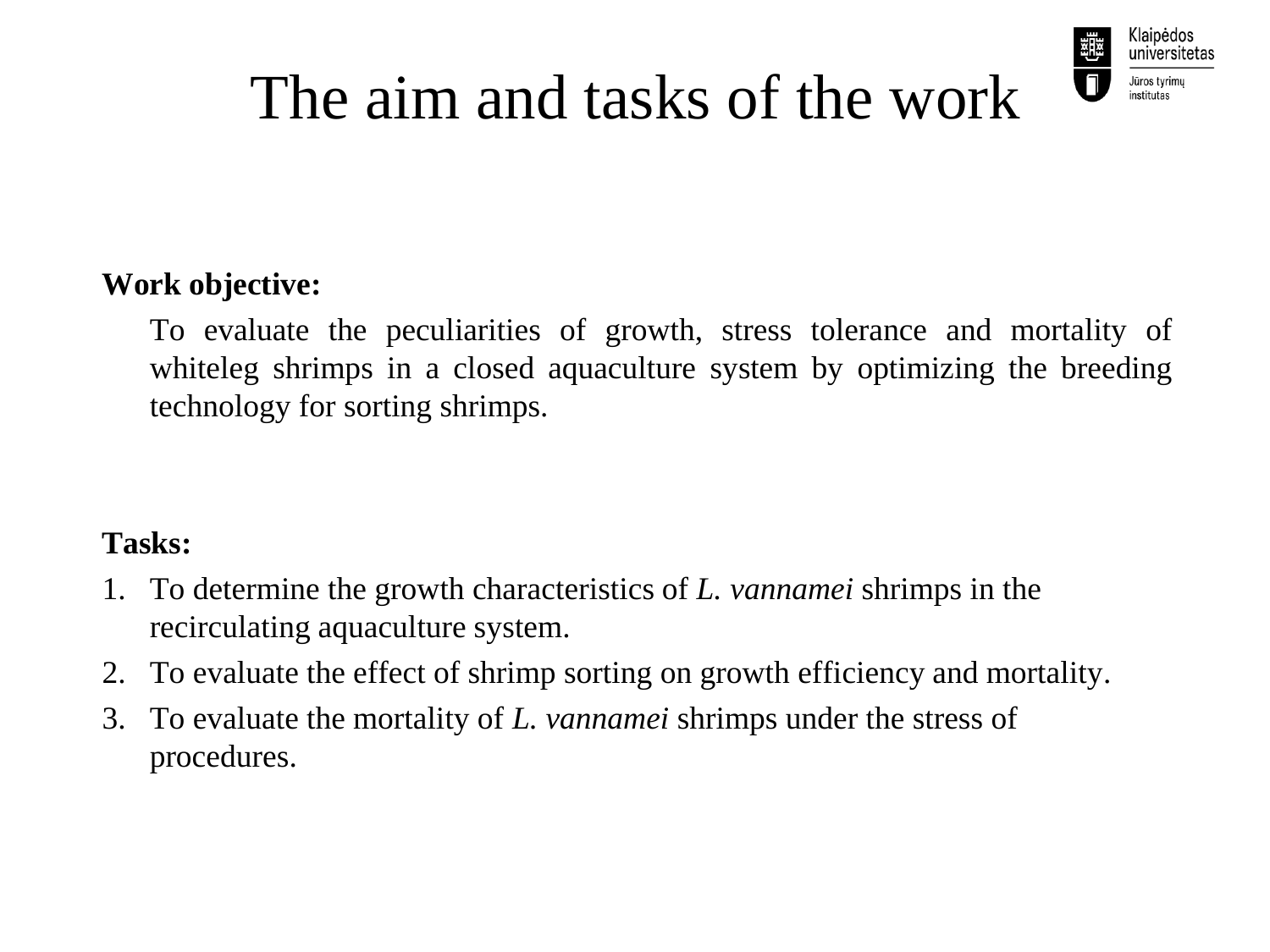# The aim and tasks of the work

**Work objective:**

To evaluate the peculiarities of growth, stress tolerance and mortality of whiteleg shrimps in a closed aquaculture system by optimizing the breeding technology for sorting shrimps.

**Tasks:**

1. To determine the growth characteristics of *L. vannamei* shrimps in the recirculating aquaculture system.
2. To evaluate the effect of shrimp sorting on growth efficiency and mortality.
3. To evaluate the mortality of *L. vannamei* shrimps under the stress of procedures.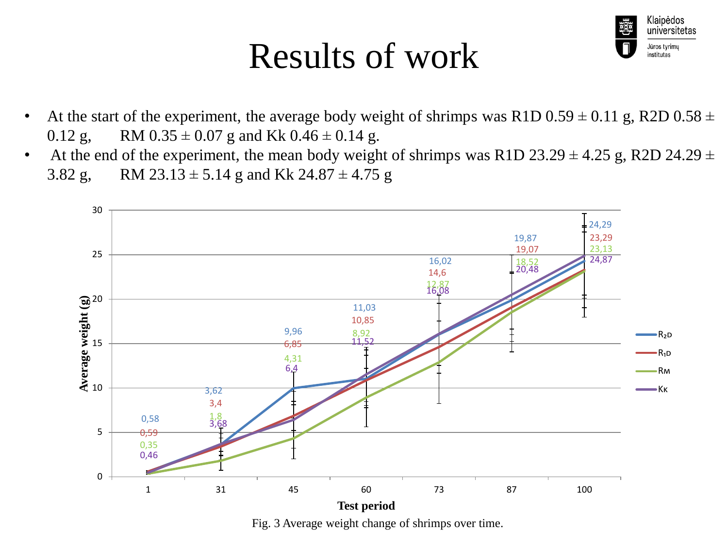# Results of work

- At the start of the experiment, the average body weight of shrimps was R1D 0.59 ± 0.11 g, R2D 0.58 ± 0.12 g, RM 0.35 ± 0.07 g and Kk 0.46 ± 0.14 g.
- At the end of the experiment, the mean body weight of shrimps was R1D 23.29 ± 4.25 g, R2D 24.29 ± 3.82 g, RM 23.13 ± 5.14 g and Kk 24.87 ± 4.75 g

Average weight (g)

30
25
20
15
10
5
0

Test period

1
31
45
60
73
87
100

0,58
0,59
0,35
0,46

3,62
3,4
1,8
3,68

9,96
6,85
4,31
6,4

11,03
10,85
8,92
11,52

16,02
14,6
12,87
16,08

19,87
19,07
18,52
20,48

24,29
23,29
23,13
24,87

$R_2D$
$R_1D$
$R_M$
$K_K$

Fig. 3 Average weight change of shrimps over time.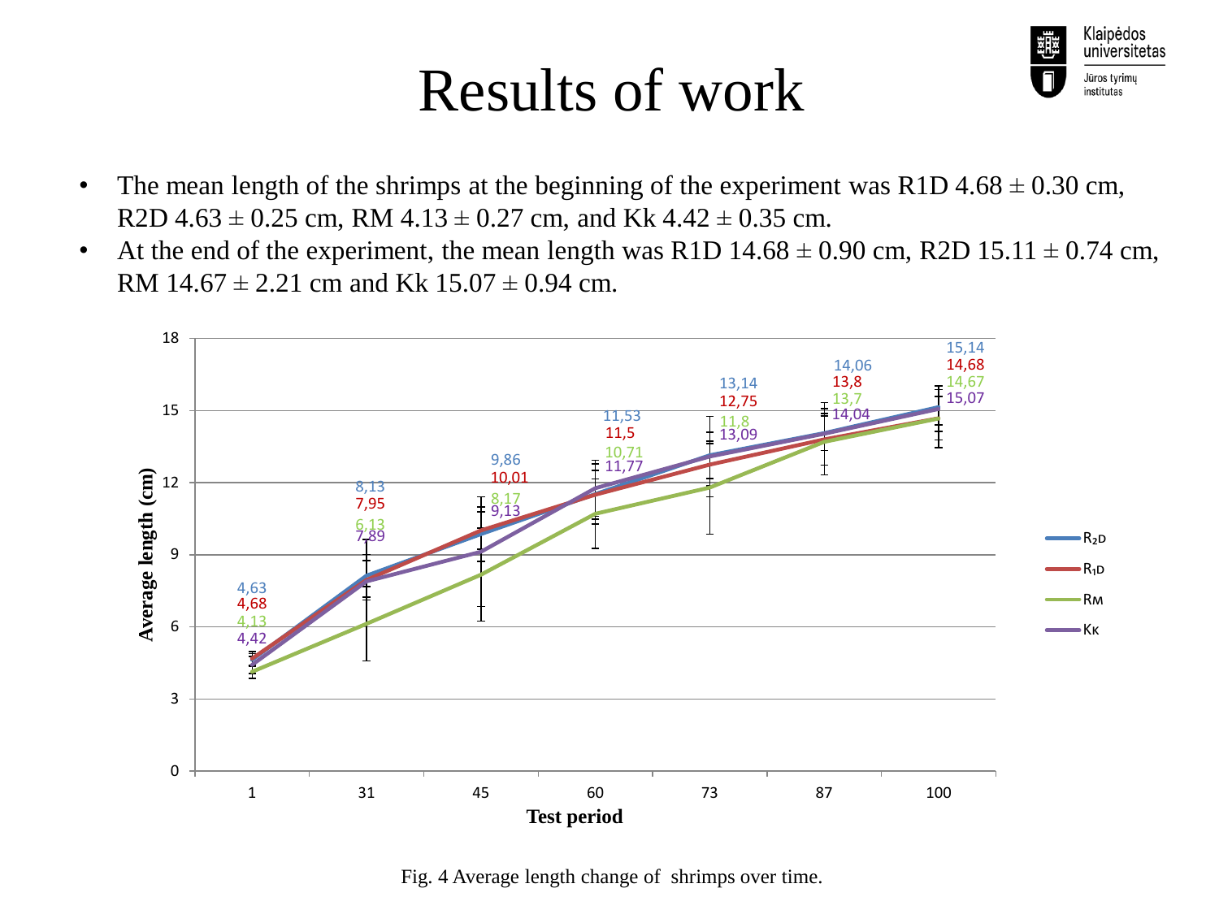# Results of work

- The mean length of the shrimps at the beginning of the experiment was R1D 4.68 ± 0.30 cm, R2D 4.63 ± 0.25 cm, RM 4.13 ± 0.27 cm, and Kk 4.42 ± 0.35 cm.
- At the end of the experiment, the mean length was R1D 14.68 ± 0.90 cm, R2D 15.11 ± 0.74 cm, RM 14.67 ± 2.21 cm and Kk 15.07 ± 0.94 cm.

Average length (cm)

18
15
12
9
6
3
0

Test period

1 31 45 60 73 87 100

4,63
4,68
4,13
4,42

8,13
7,95
6,13
7,89

9,86
10,01
8,17
9,13

11,53
11,5
10,71
11,77

13,14
12,75
11,8
13,09

14,06
13,8
13,7
14,04

15,14
14,68
14,67
15,07

$R_2D$
$R_1D$
RM
Kk

Fig. 4 Average length change of shrimps over time.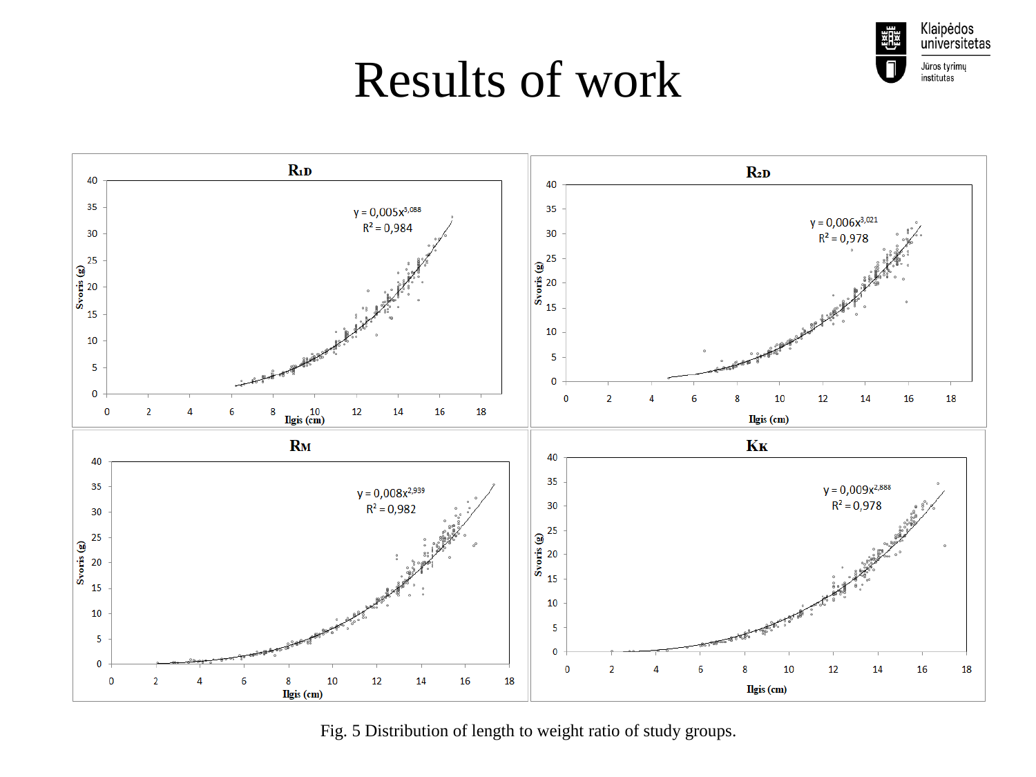# Results of work

**R1D**

y = 0,005x$^{3,088}$
$R^2$ = 0,984

Svoris (g)

Ilgis (cm)

**R2D**

y = 0,006x$^{3,021}$
$R^2$ = 0,978

Svoris (g)

Ilgis (cm)

**RM**

y = 0,008x$^{2,939}$
$R^2$ = 0,982

Svoris (g)

Ilgis (cm)

**KK**

y = 0,009x$^{2,888}$
$R^2$ = 0,978

Svoris (g)

Ilgis (cm)

Fig. 5 Distribution of length to weight ratio of study groups.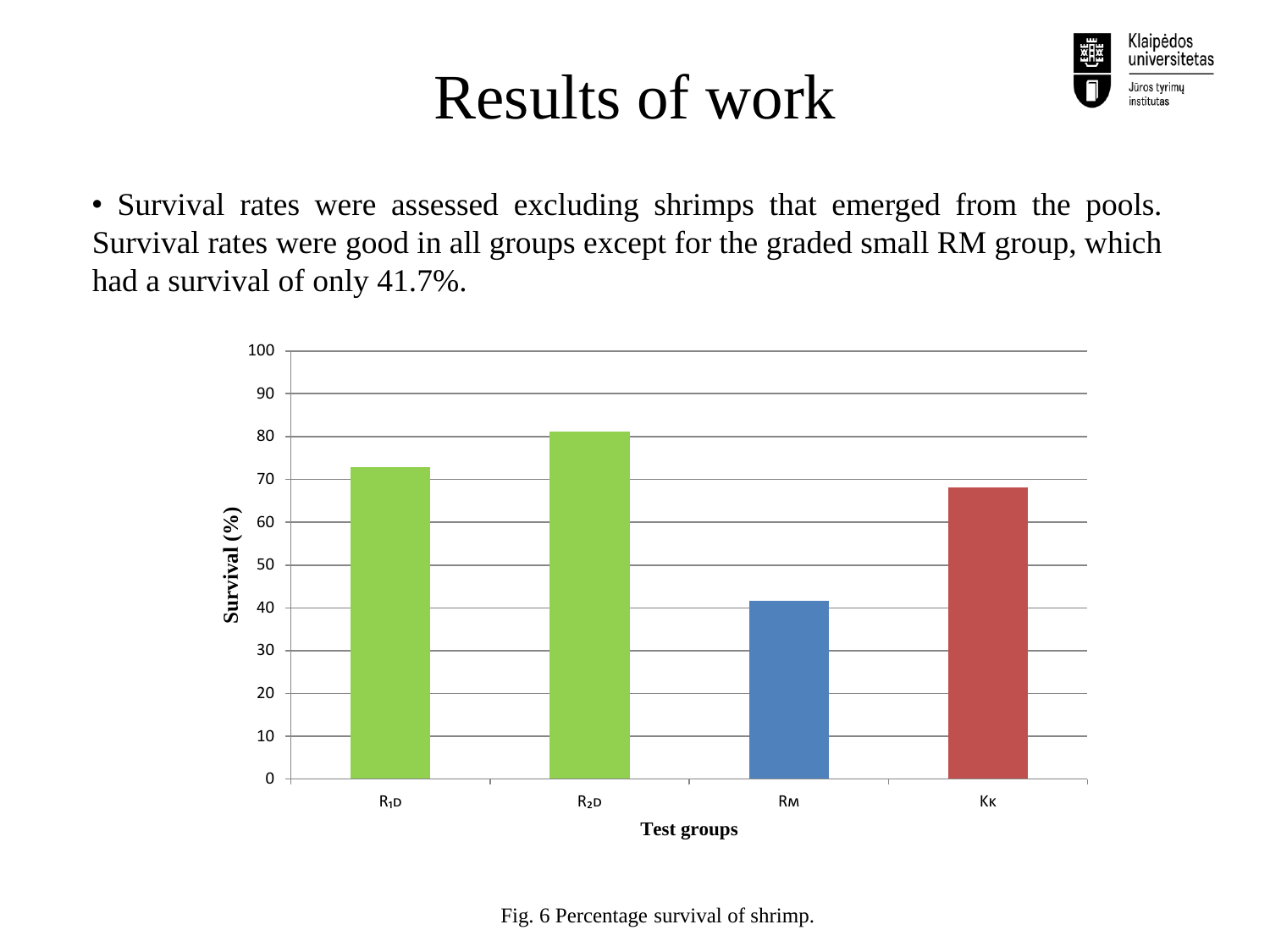# Results of work

• Survival rates were assessed excluding shrimps that emerged from the pools. Survival rates were good in all groups except for the graded small RM group, which had a survival of only 41.7%.

100
90
80
70
60
50
40
30
20
10
0

Survival (%)

$R_1D$
$R_2D$
RM
KK

Test groups

Fig. 6 Percentage survival of shrimp.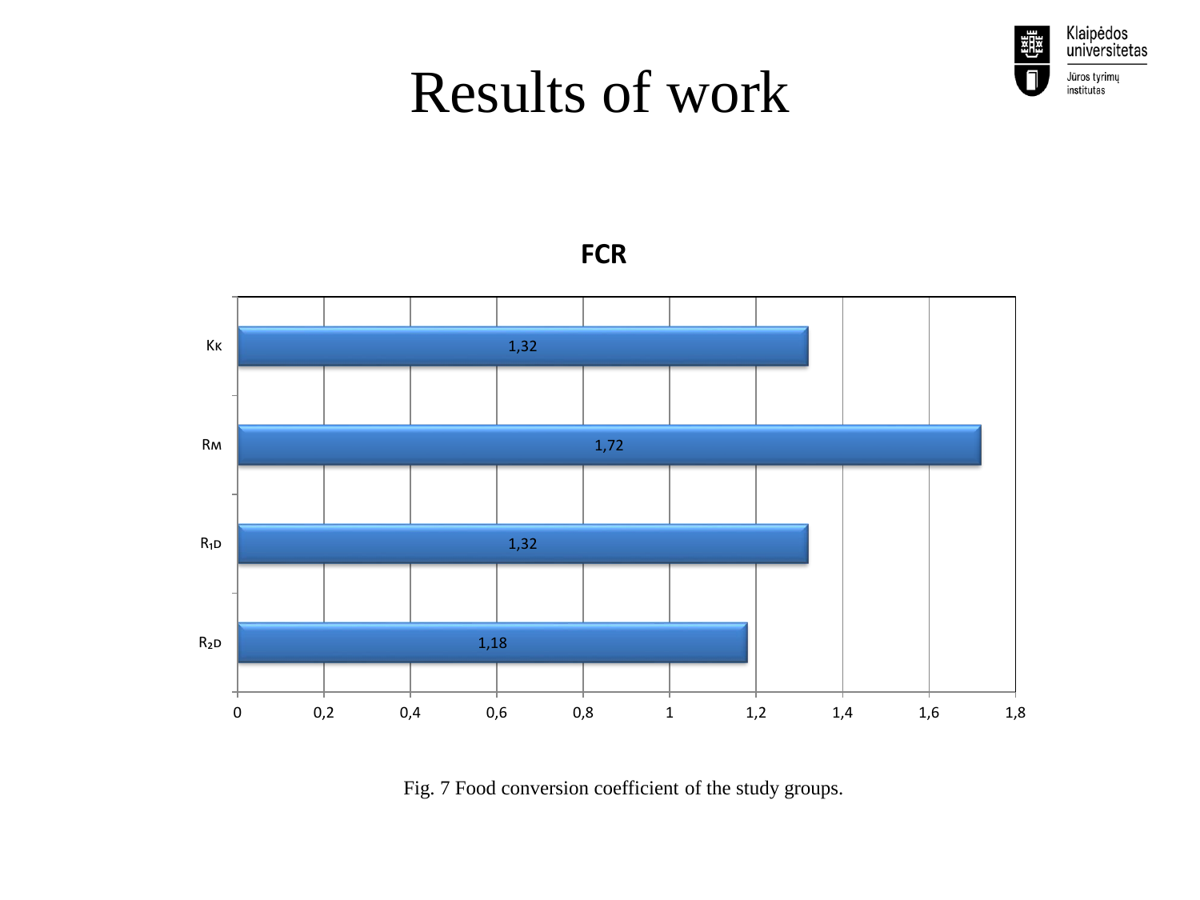# Results of work

FCR

Kк

1,32

Rм

1,72

R₁D

1,32

R₂D

1,18

0
0,2
0,4
0,6
0,8
1
1,2
1,4
1,6
1,8

Fig. 7 Food conversion coefficient of the study groups.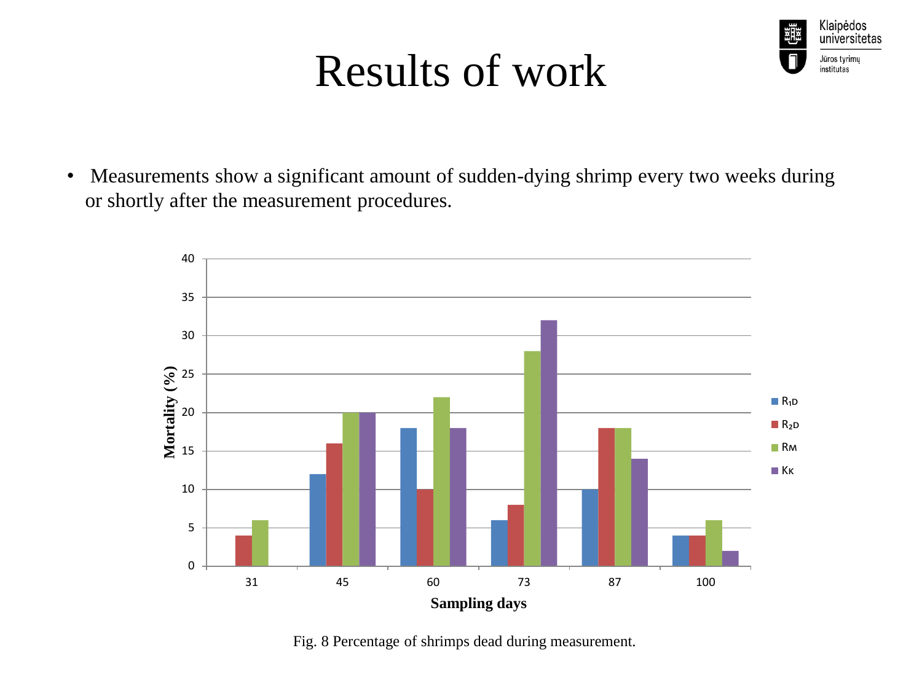# Results of work

- Measurements show a significant amount of sudden-dying shrimp every two weeks during or shortly after the measurement procedures.

40
35
30
25
20
15
10
5
0

Mortality (%)

31
45
60
73
87
100

Sampling days

$R_1D$
$R_2D$
RM
KK

Fig. 8 Percentage of shrimps dead during measurement.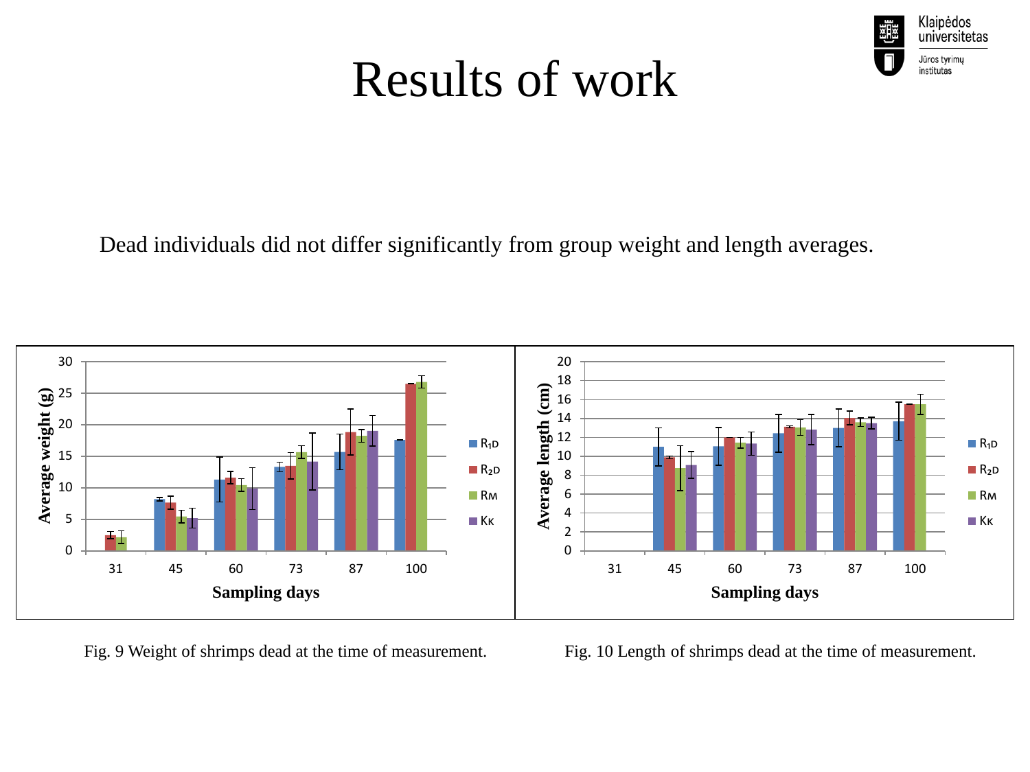# Results of work

Dead individuals did not differ significantly from group weight and length averages.

Average weight (g)

30
25
20
15
10
5
0

31 45 60 73 87 100

Sampling days

$R_1D$
$R_2D$
RM
KK

Average length (cm)

20
18
16
14
12
10
8
6
4
2
0

31 45 60 73 87 100

Sampling days

$R_1D$
$R_2D$
RM
KK

Fig. 9 Weight of shrimps dead at the time of measurement.

Fig. 10 Length of shrimps dead at the time of measurement.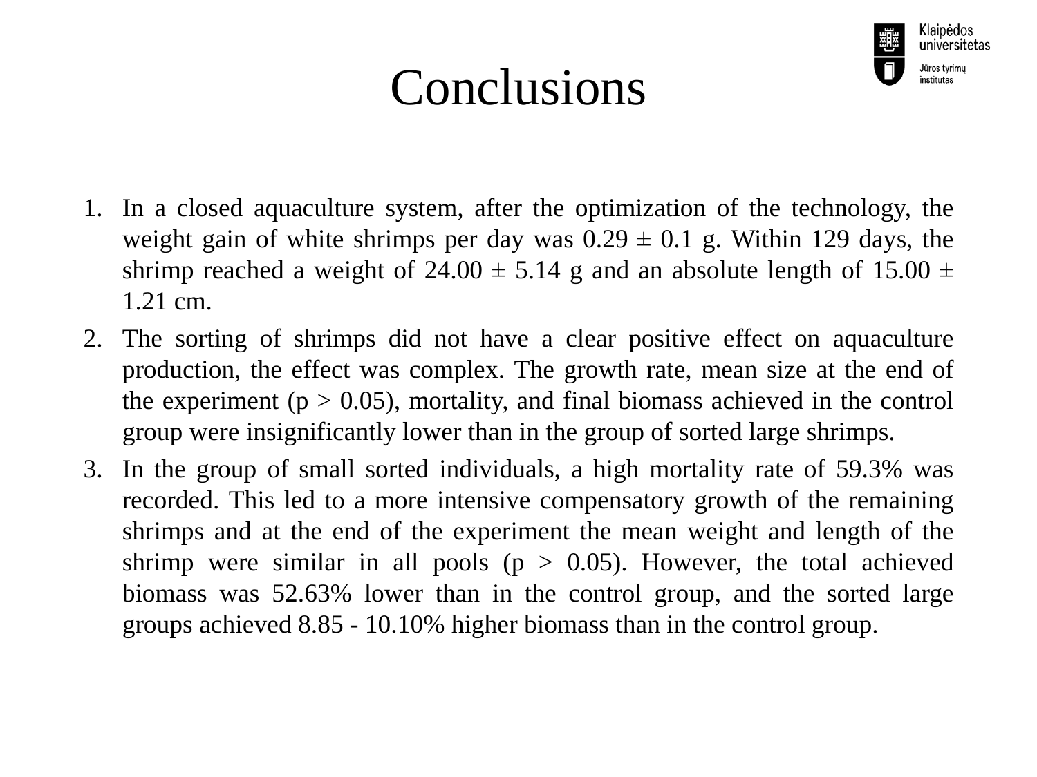# Conclusions

1. In a closed aquaculture system, after the optimization of the technology, the weight gain of white shrimps per day was 0.29 ± 0.1 g. Within 129 days, the shrimp reached a weight of 24.00 ± 5.14 g and an absolute length of 15.00 ± 1.21 cm.
2. The sorting of shrimps did not have a clear positive effect on aquaculture production, the effect was complex. The growth rate, mean size at the end of the experiment ($p > 0.05$), mortality, and final biomass achieved in the control group were insignificantly lower than in the group of sorted large shrimps.
3. In the group of small sorted individuals, a high mortality rate of 59.3% was recorded. This led to a more intensive compensatory growth of the remaining shrimps and at the end of the experiment the mean weight and length of the shrimp were similar in all pools ($p > 0.05$). However, the total achieved biomass was 52.63% lower than in the control group, and the sorted large groups achieved 8.85 - 10.10% higher biomass than in the control group.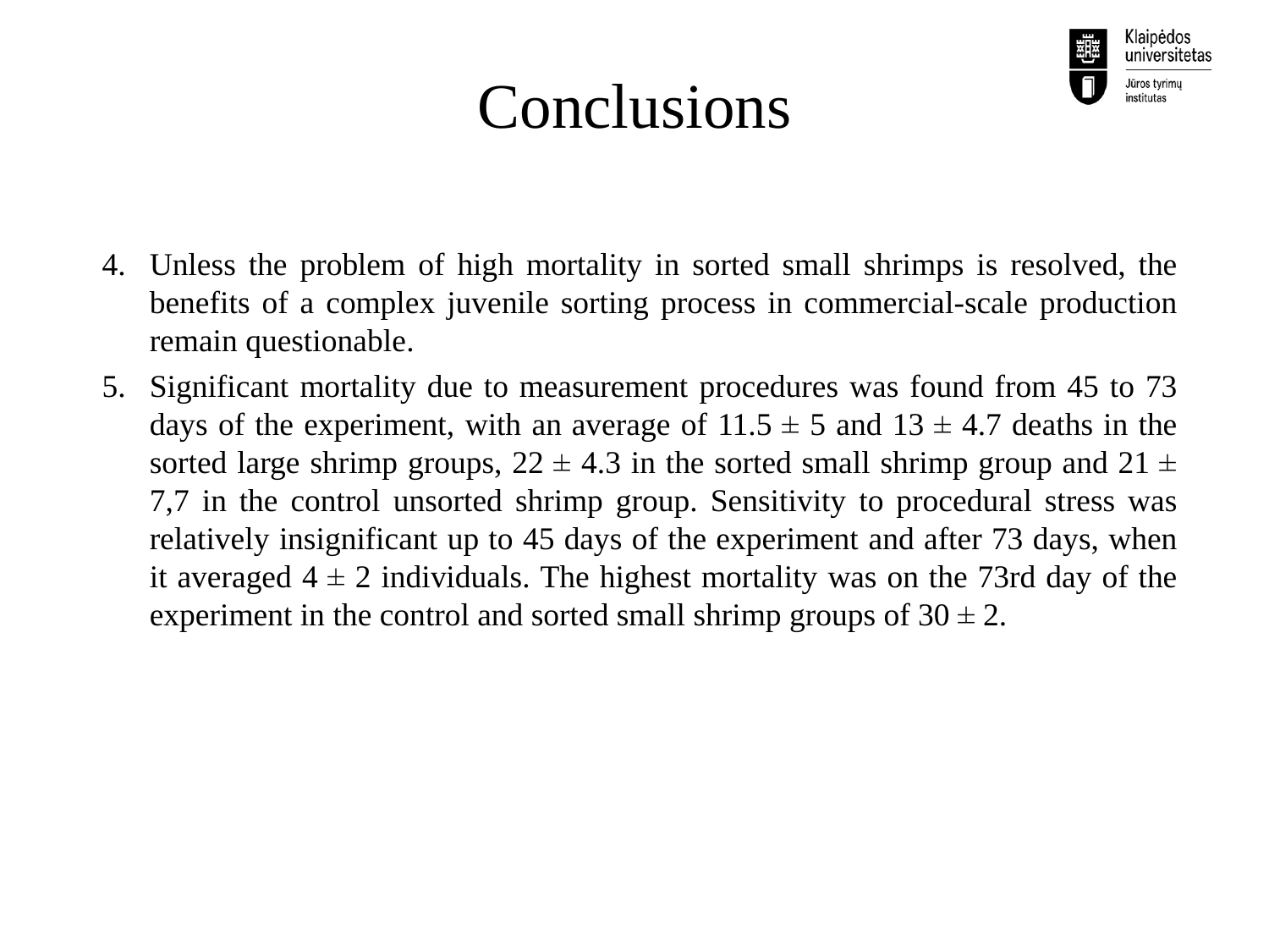# Conclusions

4. Unless the problem of high mortality in sorted small shrimps is resolved, the benefits of a complex juvenile sorting process in commercial-scale production remain questionable.
5. Significant mortality due to measurement procedures was found from 45 to 73 days of the experiment, with an average of 11.5 ± 5 and 13 ± 4.7 deaths in the sorted large shrimp groups, 22 ± 4.3 in the sorted small shrimp group and 21 ± 7,7 in the control unsorted shrimp group. Sensitivity to procedural stress was relatively insignificant up to 45 days of the experiment and after 73 days, when it averaged 4 ± 2 individuals. The highest mortality was on the 73rd day of the experiment in the control and sorted small shrimp groups of 30 ± 2.